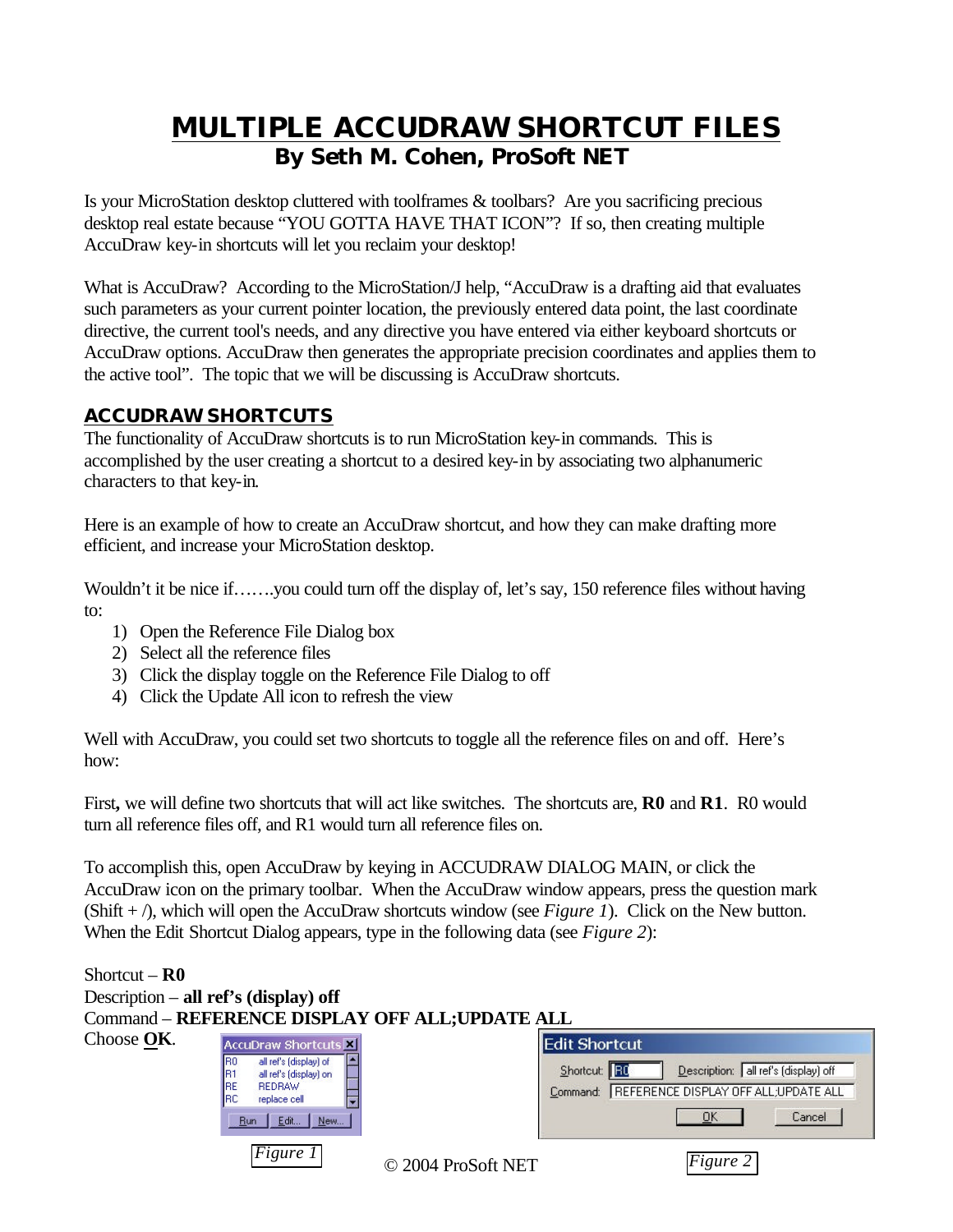# MULTIPLE ACCUDRAW SHORTCUT FILES

## By Seth M. Cohen, ProSoft NET

Is your MicroStation desktop cluttered with toolframes & toolbars? Are you sacrificing precious desktop real estate because "YOU GOTTA HAVE THAT ICON"? If so, then creating multiple AccuDraw key-in shortcuts will let you reclaim your desktop!

What is AccuDraw? According to the MicroStation/J help, "AccuDraw is a drafting aid that evaluates such parameters as your current pointer location, the previously entered data point, the last coordinate directive, the current tool's needs, and any directive you have entered via either keyboard shortcuts or AccuDraw options. AccuDraw then generates the appropriate precision coordinates and applies them to the active tool". The topic that we will be discussing is AccuDraw shortcuts.

## ACCUDRAW SHORTCUTS

The functionality of AccuDraw shortcuts is to run MicroStation key-in commands. This is accomplished by the user creating a shortcut to a desired key-in by associating two alphanumeric characters to that key-in.

Here is an example of how to create an AccuDraw shortcut, and how they can make drafting more efficient, and increase your MicroStation desktop.

Wouldn't it be nice if…….you could turn off the display of, let's say, 150 reference files without having to:

1) Open the Reference File Dialog box
2) Select all the reference files
3) Click the display toggle on the Reference File Dialog to off
4) Click the Update All icon to refresh the view

Well with AccuDraw, you could set two shortcuts to toggle all the reference files on and off. Here's how:

First**,** we will define two shortcuts that will act like switches. The shortcuts are, **R0** and **R1**. R0 would turn all reference files off, and R1 would turn all reference files on.

To accomplish this, open AccuDraw by keying in ACCUDRAW DIALOG MAIN, or click the AccuDraw icon on the primary toolbar. When the AccuDraw window appears, press the question mark (Shift + /), which will open the AccuDraw shortcuts window (see *Figure 1*). Click on the New button. When the Edit Shortcut Dialog appears, type in the following data (see *Figure 2*):

Shortcut – **R0**
Description – **all ref's (display) off**
Command – **REFERENCE DISPLAY OFF ALL;UPDATE ALL**
Choose **OK**.

*Figure 1*

*Figure 2*

© 2004 ProSoft NET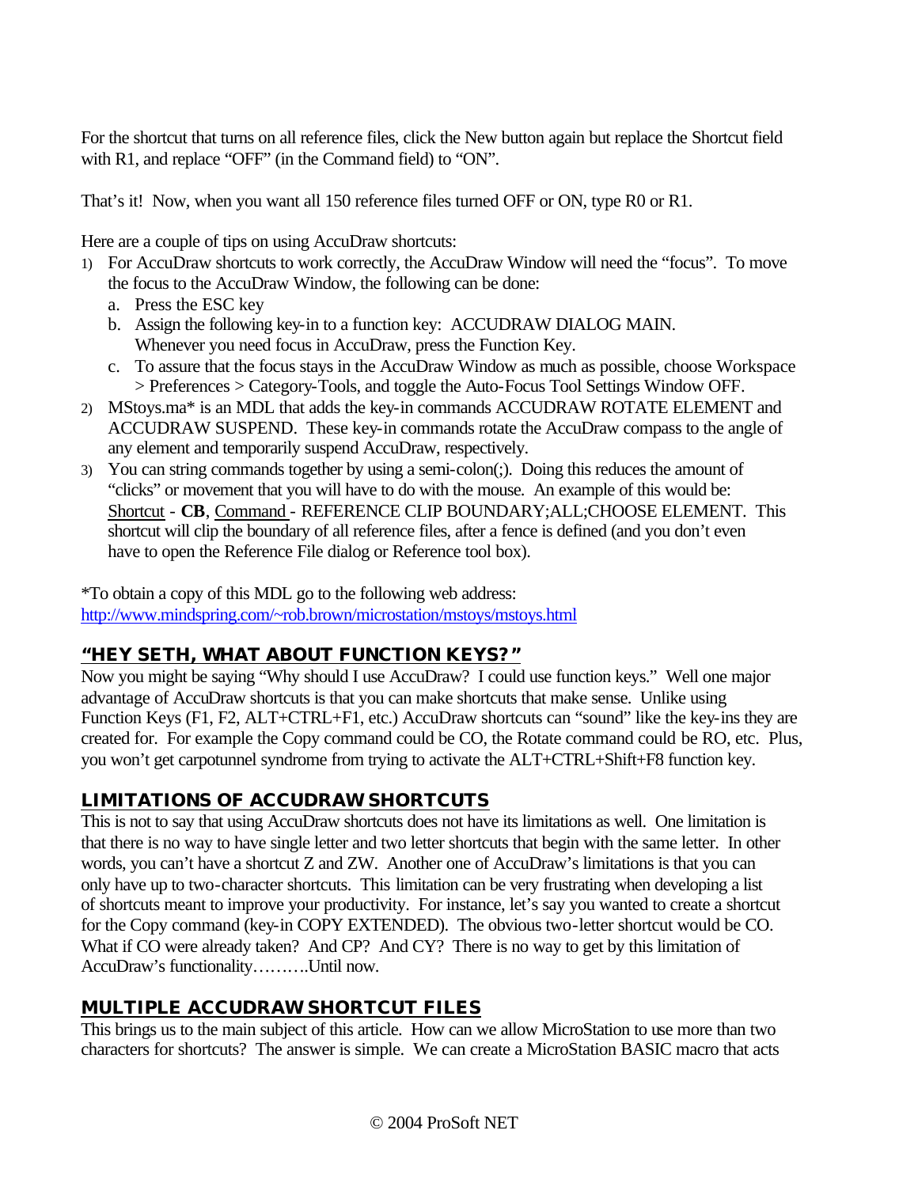For the shortcut that turns on all reference files, click the New button again but replace the Shortcut field with R1, and replace "OFF" (in the Command field) to "ON".

That's it! Now, when you want all 150 reference files turned OFF or ON, type R0 or R1.

Here are a couple of tips on using AccuDraw shortcuts:

1) For AccuDraw shortcuts to work correctly, the AccuDraw Window will need the "focus". To move the focus to the AccuDraw Window, the following can be done:
   a. Press the ESC key
   b. Assign the following key-in to a function key: ACCUDRAW DIALOG MAIN. Whenever you need focus in AccuDraw, press the Function Key.
   c. To assure that the focus stays in the AccuDraw Window as much as possible, choose Workspace > Preferences > Category-Tools, and toggle the Auto-Focus Tool Settings Window OFF.
2) MStoys.ma* is an MDL that adds the key-in commands ACCUDRAW ROTATE ELEMENT and ACCUDRAW SUSPEND. These key-in commands rotate the AccuDraw compass to the angle of any element and temporarily suspend AccuDraw, respectively.
3) You can string commands together by using a semi-colon(;). Doing this reduces the amount of "clicks" or movement that you will have to do with the mouse. An example of this would be: Shortcut - **CB**, Command - REFERENCE CLIP BOUNDARY;ALL;CHOOSE ELEMENT. This shortcut will clip the boundary of all reference files, after a fence is defined (and you don't even have to open the Reference File dialog or Reference tool box).

*To obtain a copy of this MDL go to the following web address:
http://www.mindspring.com/~rob.brown/microstation/mstoys/mstoys.html

## "HEY SETH, WHAT ABOUT FUNCTION KEYS?"

Now you might be saying "Why should I use AccuDraw? I could use function keys." Well one major advantage of AccuDraw shortcuts is that you can make shortcuts that make sense. Unlike using Function Keys (F1, F2, ALT+CTRL+F1, etc.) AccuDraw shortcuts can "sound" like the key-ins they are created for. For example the Copy command could be CO, the Rotate command could be RO, etc. Plus, you won't get carpotunnel syndrome from trying to activate the ALT+CTRL+Shift+F8 function key.

## LIMITATIONS OF ACCUDRAW SHORTCUTS

This is not to say that using AccuDraw shortcuts does not have its limitations as well. One limitation is that there is no way to have single letter and two letter shortcuts that begin with the same letter. In other words, you can't have a shortcut Z and ZW. Another one of AccuDraw's limitations is that you can only have up to two-character shortcuts. This limitation can be very frustrating when developing a list of shortcuts meant to improve your productivity. For instance, let's say you wanted to create a shortcut for the Copy command (key-in COPY EXTENDED). The obvious two-letter shortcut would be CO. What if CO were already taken? And CP? And CY? There is no way to get by this limitation of AccuDraw's functionality……….Until now.

## MULTIPLE ACCUDRAW SHORTCUT FILES

This brings us to the main subject of this article. How can we allow MicroStation to use more than two characters for shortcuts? The answer is simple. We can create a MicroStation BASIC macro that acts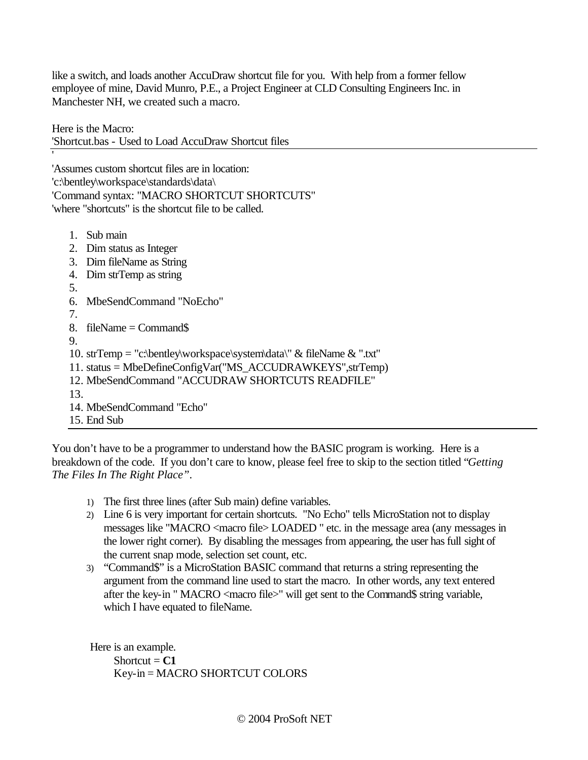like a switch, and loads another AccuDraw shortcut file for you. With help from a former fellow employee of mine, David Munro, P.E., a Project Engineer at CLD Consulting Engineers Inc. in Manchester NH, we created such a macro.

Here is the Macro:

```
'Shortcut.bas - Used to Load AccuDraw Shortcut files
'
'Assumes custom shortcut files are in location:
'c:\bentley\workspace\standards\data\
'Command syntax: "MACRO SHORTCUT SHORTCUTS"
'where "shortcuts" is the shortcut file to be called.

1. Sub main
2. Dim status as Integer
3. Dim fileName as String
4. Dim strTemp as string
5.
6. MbeSendCommand "NoEcho"
7.
8. fileName = Command$
9.
10. strTemp = "c:\bentley\workspace\system\data\" & fileName & ".txt"
11. status = MbeDefineConfigVar("MS_ACCUDRAWKEYS",strTemp)
12. MbeSendCommand "ACCUDRAW SHORTCUTS READFILE"
13.
14. MbeSendCommand "Echo"
15. End Sub
```

You don't have to be a programmer to understand how the BASIC program is working. Here is a breakdown of the code. If you don't care to know, please feel free to skip to the section titled *"Getting The Files In The Right Place"*.

1) The first three lines (after Sub main) define variables.
2) Line 6 is very important for certain shortcuts. "No Echo" tells MicroStation not to display messages like "MACRO <macro file> LOADED " etc. in the message area (any messages in the lower right corner). By disabling the messages from appearing, the user has full sight of the current snap mode, selection set count, etc.
3) "Command$" is a MicroStation BASIC command that returns a string representing the argument from the command line used to start the macro. In other words, any text entered after the key-in " MACRO <macro file>" will get sent to the Command$ string variable, which I have equated to fileName.

Here is an example.

Shortcut = **C1**
Key-in = MACRO SHORTCUT COLORS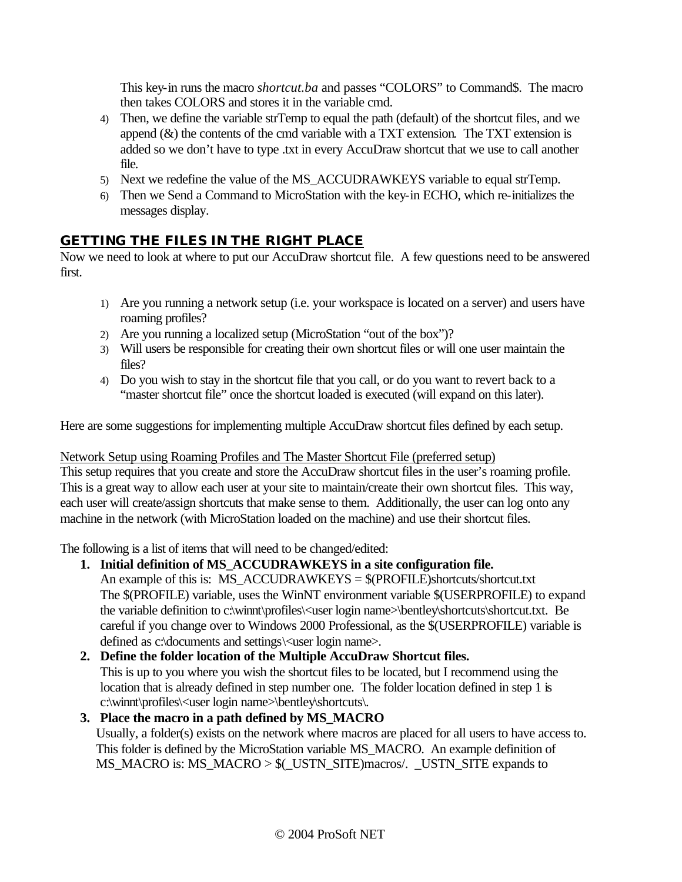This key-in runs the macro *shortcut.ba* and passes “COLORS” to Command$. The macro then takes COLORS and stores it in the variable cmd.

4) Then, we define the variable strTemp to equal the path (default) of the shortcut files, and we append (&) the contents of the cmd variable with a TXT extension. The TXT extension is added so we don’t have to type .txt in every AccuDraw shortcut that we use to call another file.
5) Next we redefine the value of the MS_ACCUDRAWKEYS variable to equal strTemp.
6) Then we Send a Command to MicroStation with the key-in ECHO, which re-initializes the messages display.

## GETTING THE FILES IN THE RIGHT PLACE

Now we need to look at where to put our AccuDraw shortcut file. A few questions need to be answered first.

1) Are you running a network setup (i.e. your workspace is located on a server) and users have roaming profiles?
2) Are you running a localized setup (MicroStation “out of the box”)?
3) Will users be responsible for creating their own shortcut files or will one user maintain the files?
4) Do you wish to stay in the shortcut file that you call, or do you want to revert back to a “master shortcut file” once the shortcut loaded is executed (will expand on this later).

Here are some suggestions for implementing multiple AccuDraw shortcut files defined by each setup.

<u>Network Setup using Roaming Profiles and The Master Shortcut File (preferred setup)</u>
This setup requires that you create and store the AccuDraw shortcut files in the user’s roaming profile. This is a great way to allow each user at your site to maintain/create their own shortcut files. This way, each user will create/assign shortcuts that make sense to them. Additionally, the user can log onto any machine in the network (with MicroStation loaded on the machine) and use their shortcut files.

The following is a list of items that will need to be changed/edited:

1. **Initial definition of MS_ACCUDRAWKEYS in a site configuration file.**
   An example of this is: MS_ACCUDRAWKEYS = $(PROFILE)shortcuts/shortcut.txt
   The $(PROFILE) variable, uses the WinNT environment variable $(USERPROFILE) to expand the variable definition to c:\winnt\profiles\<user login name>\bentley\shortcuts\shortcut.txt. Be careful if you change over to Windows 2000 Professional, as the $(USERPROFILE) variable is defined as c:\documents and settings\<user login name>.
2. **Define the folder location of the Multiple AccuDraw Shortcut files.**
   This is up to you where you wish the shortcut files to be located, but I recommend using the location that is already defined in step number one. The folder location defined in step 1 is c:\winnt\profiles\<user login name>\bentley\shortcuts\.
3. **Place the macro in a path defined by MS_MACRO**
   Usually, a folder(s) exists on the network where macros are placed for all users to have access to. This folder is defined by the MicroStation variable MS_MACRO. An example definition of MS_MACRO is: MS_MACRO > $(_USTN_SITE)macros/. _USTN_SITE expands to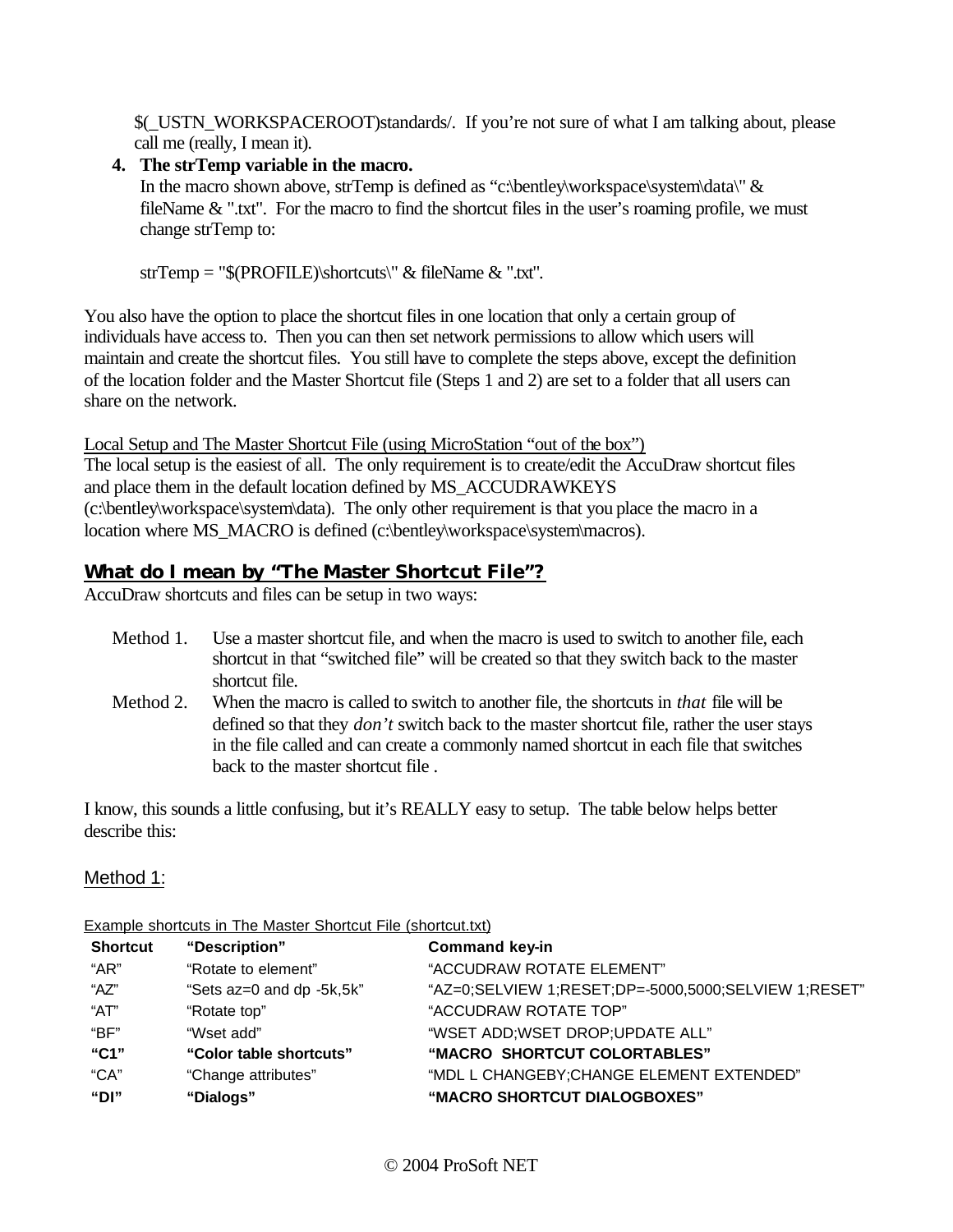$(_USTN_WORKSPACEROOT)standards/. If you're not sure of what I am talking about, please call me (really, I mean it).

4. **The strTemp variable in the macro.**
   In the macro shown above, strTemp is defined as "c:\bentley\workspace\system\data\" & fileName & ".txt". For the macro to find the shortcut files in the user's roaming profile, we must change strTemp to:

   strTemp = "$(PROFILE)\shortcuts\" & fileName & ".txt".

You also have the option to place the shortcut files in one location that only a certain group of individuals have access to. Then you can then set network permissions to allow which users will maintain and create the shortcut files. You still have to complete the steps above, except the definition of the location folder and the Master Shortcut file (Steps 1 and 2) are set to a folder that all users can share on the network.

Local Setup and The Master Shortcut File (using MicroStation "out of the box")
The local setup is the easiest of all. The only requirement is to create/edit the AccuDraw shortcut files and place them in the default location defined by MS_ACCUDRAWKEYS (c:\bentley\workspace\system\data). The only other requirement is that you place the macro in a location where MS_MACRO is defined (c:\bentley\workspace\system\macros).

## What do I mean by "The Master Shortcut File"?

AccuDraw shortcuts and files can be setup in two ways:

Method 1. Use a master shortcut file, and when the macro is used to switch to another file, each shortcut in that "switched file" will be created so that they switch back to the master shortcut file.

Method 2. When the macro is called to switch to another file, the shortcuts in *that* file will be defined so that they *don't* switch back to the master shortcut file, rather the user stays in the file called and can create a commonly named shortcut in each file that switches back to the master shortcut file .

I know, this sounds a little confusing, but it's REALLY easy to setup. The table below helps better describe this:

### Method 1:

Example shortcuts in The Master Shortcut File (shortcut.txt)

| Shortcut | "Description" | Command key-in |
|---|---|---|
| "AR" | "Rotate to element" | "ACCUDRAW ROTATE ELEMENT" |
| "AZ" | "Sets az=0 and dp -5k,5k" | "AZ=0;SELVIEW 1;RESET;DP=-5000,5000;SELVIEW 1;RESET" |
| "AT" | "Rotate top" | "ACCUDRAW ROTATE TOP" |
| "BF" | "Wset add" | "WSET ADD;WSET DROP;UPDATE ALL" |
| **"C1"** | **"Color table shortcuts"** | **"MACRO SHORTCUT COLORTABLES"** |
| "CA" | "Change attributes" | "MDL L CHANGEBY;CHANGE ELEMENT EXTENDED" |
| **"DI"** | **"Dialogs"** | **"MACRO SHORTCUT DIALOGBOXES"** |

© 2004 ProSoft NET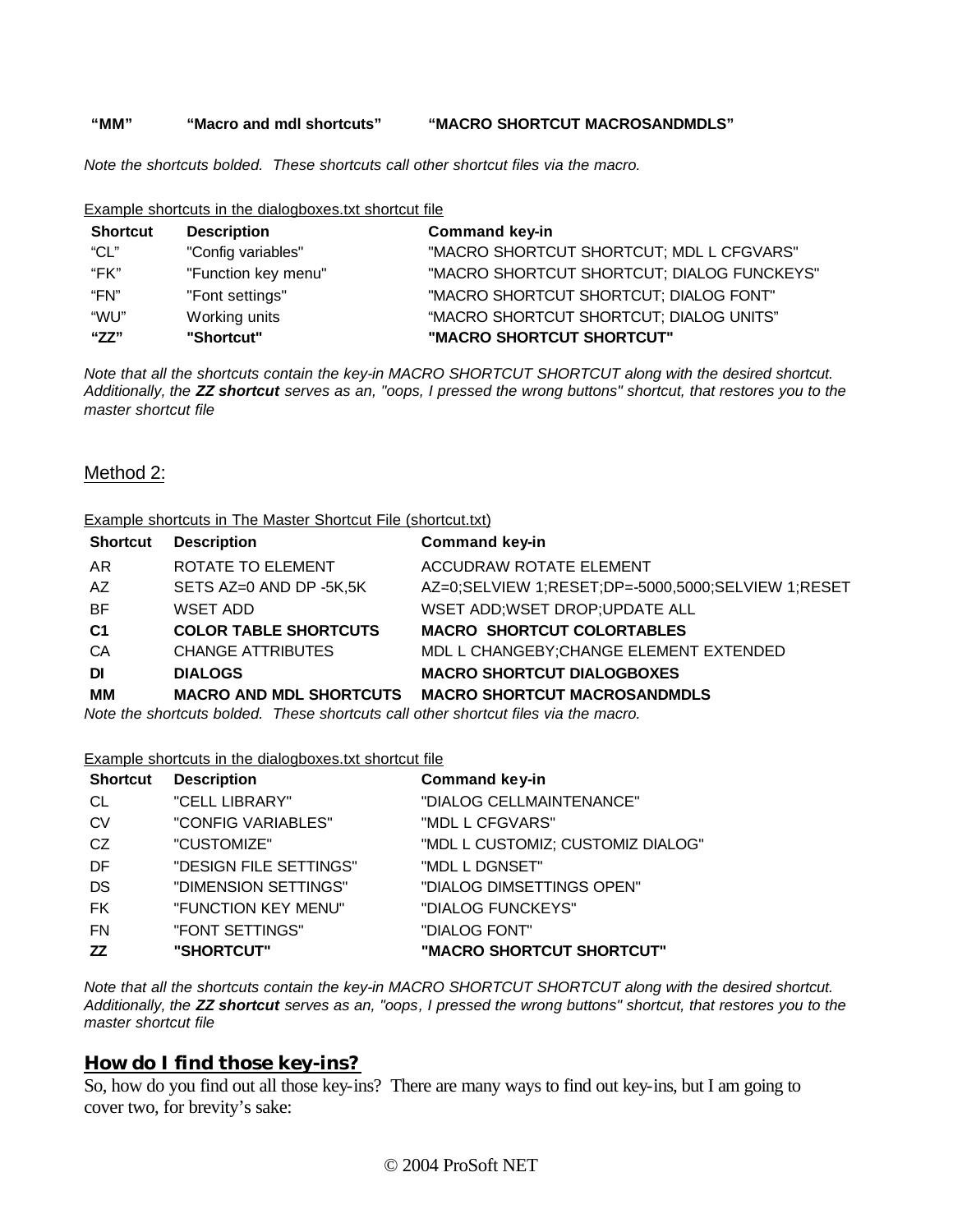| **“MM”** | **“Macro and mdl shortcuts”** | **“MACRO SHORTCUT MACROSANDMDLS”** |
|---|---|---|

*Note the shortcuts bolded. These shortcuts call other shortcut files via the macro.*

Example shortcuts in the dialogboxes.txt shortcut file

| Shortcut | Description | Command key-in |
|---|---|---|
| “CL” | "Config variables" | "MACRO SHORTCUT SHORTCUT; MDL L CFGVARS" |
| “FK” | "Function key menu" | "MACRO SHORTCUT SHORTCUT; DIALOG FUNCKEYS" |
| “FN” | "Font settings" | "MACRO SHORTCUT SHORTCUT; DIALOG FONT" |
| “WU” | Working units | “MACRO SHORTCUT SHORTCUT; DIALOG UNITS” |
| **“ZZ”** | **"Shortcut"** | **"MACRO SHORTCUT SHORTCUT"** |

*Note that all the shortcuts contain the key-in MACRO SHORTCUT SHORTCUT along with the desired shortcut. Additionally, the **ZZ shortcut** serves as an, "oops, I pressed the wrong buttons" shortcut, that restores you to the master shortcut file*

## Method 2:

Example shortcuts in The Master Shortcut File (shortcut.txt)

| Shortcut | Description | Command key-in |
|---|---|---|
| AR | ROTATE TO ELEMENT | ACCUDRAW ROTATE ELEMENT |
| AZ | SETS AZ=0 AND DP -5K,5K | AZ=0;SELVIEW 1;RESET;DP=-5000,5000;SELVIEW 1;RESET |
| BF | WSET ADD | WSET ADD;WSET DROP;UPDATE ALL |
| **C1** | **COLOR TABLE SHORTCUTS** | **MACRO SHORTCUT COLORTABLES** |
| CA | CHANGE ATTRIBUTES | MDL L CHANGEBY;CHANGE ELEMENT EXTENDED |
| **DI** | **DIALOGS** | **MACRO SHORTCUT DIALOGBOXES** |
| **MM** | **MACRO AND MDL SHORTCUTS** | **MACRO SHORTCUT MACROSANDMDLS** |

*Note the shortcuts bolded. These shortcuts call other shortcut files via the macro.*

Example shortcuts in the dialogboxes.txt shortcut file

| Shortcut | Description | Command key-in |
|---|---|---|
| CL | "CELL LIBRARY" | "DIALOG CELLMAINTENANCE" |
| CV | "CONFIG VARIABLES" | "MDL L CFGVARS" |
| CZ | "CUSTOMIZE" | "MDL L CUSTOMIZ; CUSTOMIZ DIALOG" |
| DF | "DESIGN FILE SETTINGS" | "MDL L DGNSET" |
| DS | "DIMENSION SETTINGS" | "DIALOG DIMSETTINGS OPEN" |
| FK | "FUNCTION KEY MENU" | "DIALOG FUNCKEYS" |
| FN | "FONT SETTINGS" | "DIALOG FONT" |
| **ZZ** | **"SHORTCUT"** | **"MACRO SHORTCUT SHORTCUT"** |

*Note that all the shortcuts contain the key-in MACRO SHORTCUT SHORTCUT along with the desired shortcut. Additionally, the **ZZ shortcut** serves as an, "oops, I pressed the wrong buttons" shortcut, that restores you to the master shortcut file*

## How do I find those key-ins?

So, how do you find out all those key-ins? There are many ways to find out key-ins, but I am going to cover two, for brevity’s sake: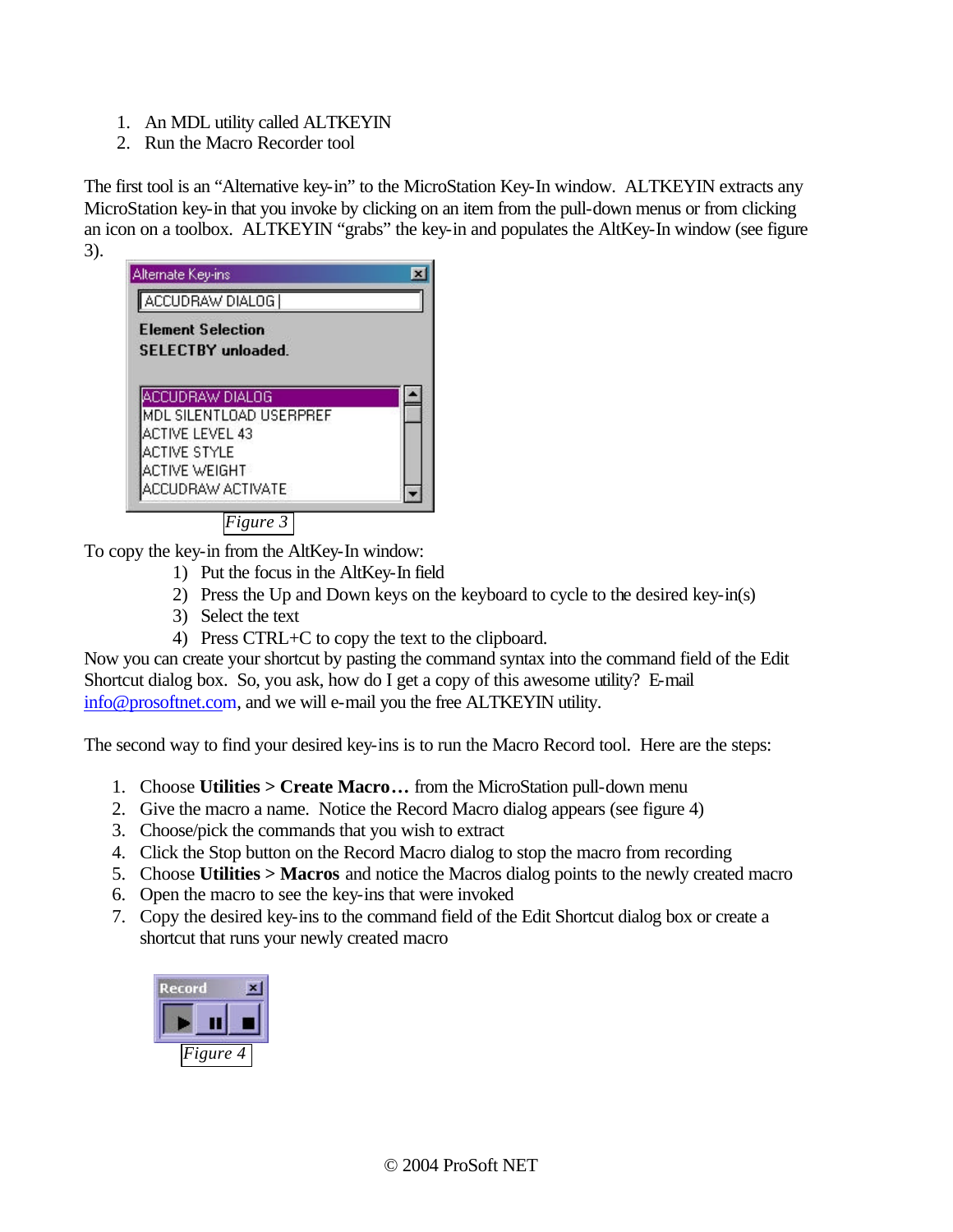1. An MDL utility called ALTKEYIN
2. Run the Macro Recorder tool

The first tool is an “Alternative key-in” to the MicroStation Key-In window. ALTKEYIN extracts any MicroStation key-in that you invoke by clicking on an item from the pull-down menus or from clicking an icon on a toolbox. ALTKEYIN “grabs” the key-in and populates the AltKey-In window (see figure 3).

Figure 3

To copy the key-in from the AltKey-In window:

1) Put the focus in the AltKey-In field
2) Press the Up and Down keys on the keyboard to cycle to the desired key-in(s)
3) Select the text
4) Press CTRL+C to copy the text to the clipboard.

Now you can create your shortcut by pasting the command syntax into the command field of the Edit Shortcut dialog box. So, you ask, how do I get a copy of this awesome utility? E-mail info@prosoftnet.com, and we will e-mail you the free ALTKEYIN utility.

The second way to find your desired key-ins is to run the Macro Record tool. Here are the steps:

1. Choose **Utilities > Create Macro…** from the MicroStation pull-down menu
2. Give the macro a name. Notice the Record Macro dialog appears (see figure 4)
3. Choose/pick the commands that you wish to extract
4. Click the Stop button on the Record Macro dialog to stop the macro from recording
5. Choose **Utilities > Macros** and notice the Macros dialog points to the newly created macro
6. Open the macro to see the key-ins that were invoked
7. Copy the desired key-ins to the command field of the Edit Shortcut dialog box or create a shortcut that runs your newly created macro

Figure 4

© 2004 ProSoft NET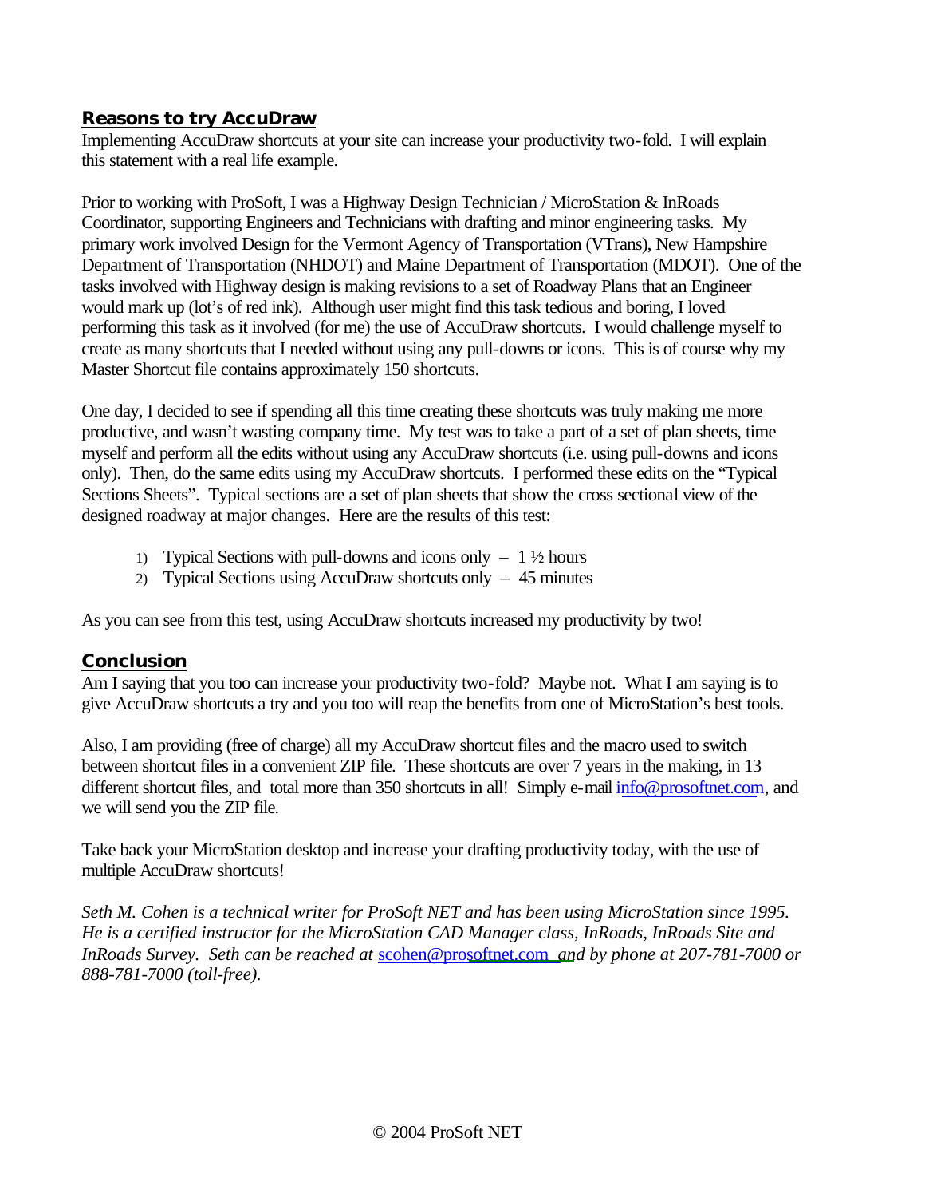## Reasons to try AccuDraw

Implementing AccuDraw shortcuts at your site can increase your productivity two-fold. I will explain this statement with a real life example.

Prior to working with ProSoft, I was a Highway Design Technician / MicroStation & InRoads Coordinator, supporting Engineers and Technicians with drafting and minor engineering tasks. My primary work involved Design for the Vermont Agency of Transportation (VTrans), New Hampshire Department of Transportation (NHDOT) and Maine Department of Transportation (MDOT). One of the tasks involved with Highway design is making revisions to a set of Roadway Plans that an Engineer would mark up (lot's of red ink). Although user might find this task tedious and boring, I loved performing this task as it involved (for me) the use of AccuDraw shortcuts. I would challenge myself to create as many shortcuts that I needed without using any pull-downs or icons. This is of course why my Master Shortcut file contains approximately 150 shortcuts.

One day, I decided to see if spending all this time creating these shortcuts was truly making me more productive, and wasn't wasting company time. My test was to take a part of a set of plan sheets, time myself and perform all the edits without using any AccuDraw shortcuts (i.e. using pull-downs and icons only). Then, do the same edits using my AccuDraw shortcuts. I performed these edits on the "Typical Sections Sheets". Typical sections are a set of plan sheets that show the cross sectional view of the designed roadway at major changes. Here are the results of this test:

1) Typical Sections with pull-downs and icons only – 1 ½ hours
2) Typical Sections using AccuDraw shortcuts only – 45 minutes

As you can see from this test, using AccuDraw shortcuts increased my productivity by two!

## Conclusion

Am I saying that you too can increase your productivity two-fold? Maybe not. What I am saying is to give AccuDraw shortcuts a try and you too will reap the benefits from one of MicroStation's best tools.

Also, I am providing (free of charge) all my AccuDraw shortcut files and the macro used to switch between shortcut files in a convenient ZIP file. These shortcuts are over 7 years in the making, in 13 different shortcut files, and total more than 350 shortcuts in all! Simply e-mail info@prosoftnet.com, and we will send you the ZIP file.

Take back your MicroStation desktop and increase your drafting productivity today, with the use of multiple AccuDraw shortcuts!

*Seth M. Cohen is a technical writer for ProSoft NET and has been using MicroStation since 1995. He is a certified instructor for the MicroStation CAD Manager class, InRoads, InRoads Site and InRoads Survey. Seth can be reached at* scohen@prosoftnet.com *and by phone at 207-781-7000 or 888-781-7000 (toll-free).*

© 2004 ProSoft NET